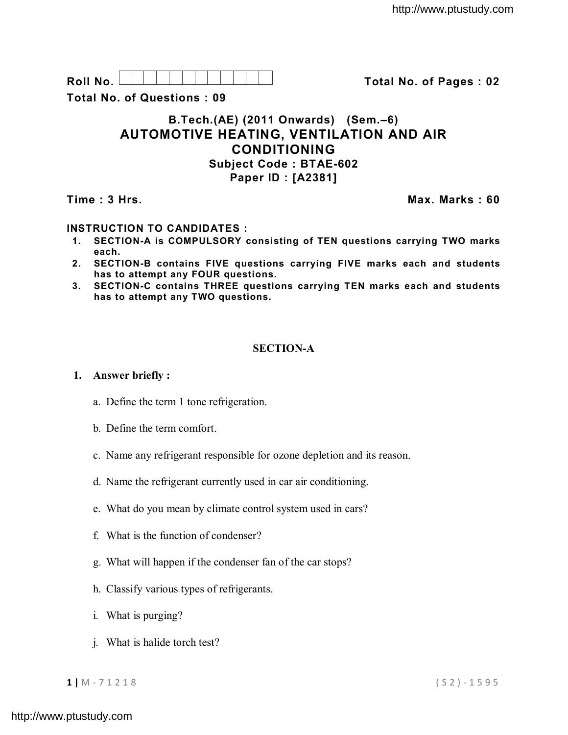**Roll No.** ☐☐☐☐☐☐☐☐☐☐☐☐ **Total No. of Pages : 02**

**Total No. of Questions : 09**

## B.Tech.(AE) (2011 Onwards) (Sem.–6)
## AUTOMOTIVE HEATING, VENTILATION AND AIR CONDITIONING
### Subject Code : BTAE-602
### Paper ID : [A2381]

**Time : 3 Hrs.** **Max. Marks : 60**

**INSTRUCTION TO CANDIDATES :**

1. **SECTION-A is COMPULSORY consisting of TEN questions carrying TWO marks each.**
2. **SECTION-B contains FIVE questions carrying FIVE marks each and students has to attempt any FOUR questions.**
3. **SECTION-C contains THREE questions carrying TEN marks each and students has to attempt any TWO questions.**

## SECTION-A

**1. Answer briefly :**

a. Define the term 1 tone refrigeration.

b. Define the term comfort.

c. Name any refrigerant responsible for ozone depletion and its reason.

d. Name the refrigerant currently used in car air conditioning.

e. What do you mean by climate control system used in cars?

f. What is the function of condenser?

g. What will happen if the condenser fan of the car stops?

h. Classify various types of refrigerants.

i. What is purging?

j. What is halide torch test?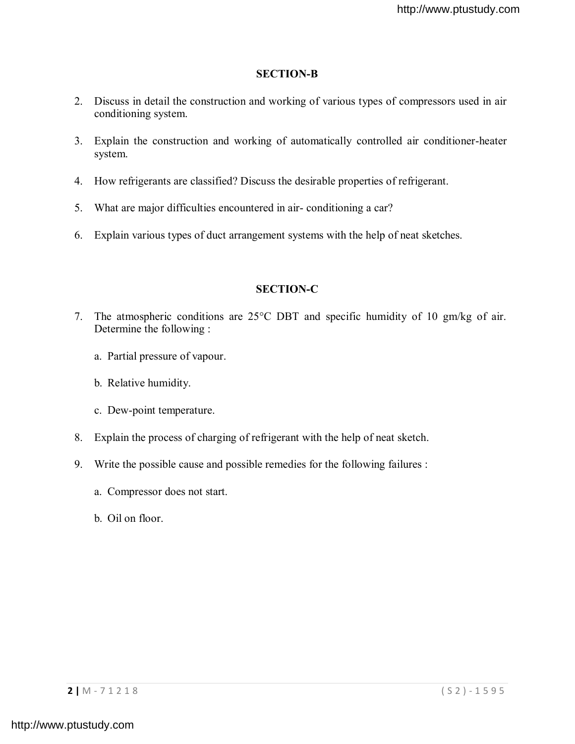## SECTION-B

2. Discuss in detail the construction and working of various types of compressors used in air conditioning system.

3. Explain the construction and working of automatically controlled air conditioner-heater system.

4. How refrigerants are classified? Discuss the desirable properties of refrigerant.

5. What are major difficulties encountered in air- conditioning a car?

6. Explain various types of duct arrangement systems with the help of neat sketches.

## SECTION-C

7. The atmospheric conditions are 25°C DBT and specific humidity of 10 gm/kg of air. Determine the following :

   a. Partial pressure of vapour.

   b. Relative humidity.

   c. Dew-point temperature.

8. Explain the process of charging of refrigerant with the help of neat sketch.

9. Write the possible cause and possible remedies for the following failures :

   a. Compressor does not start.

   b. Oil on floor.